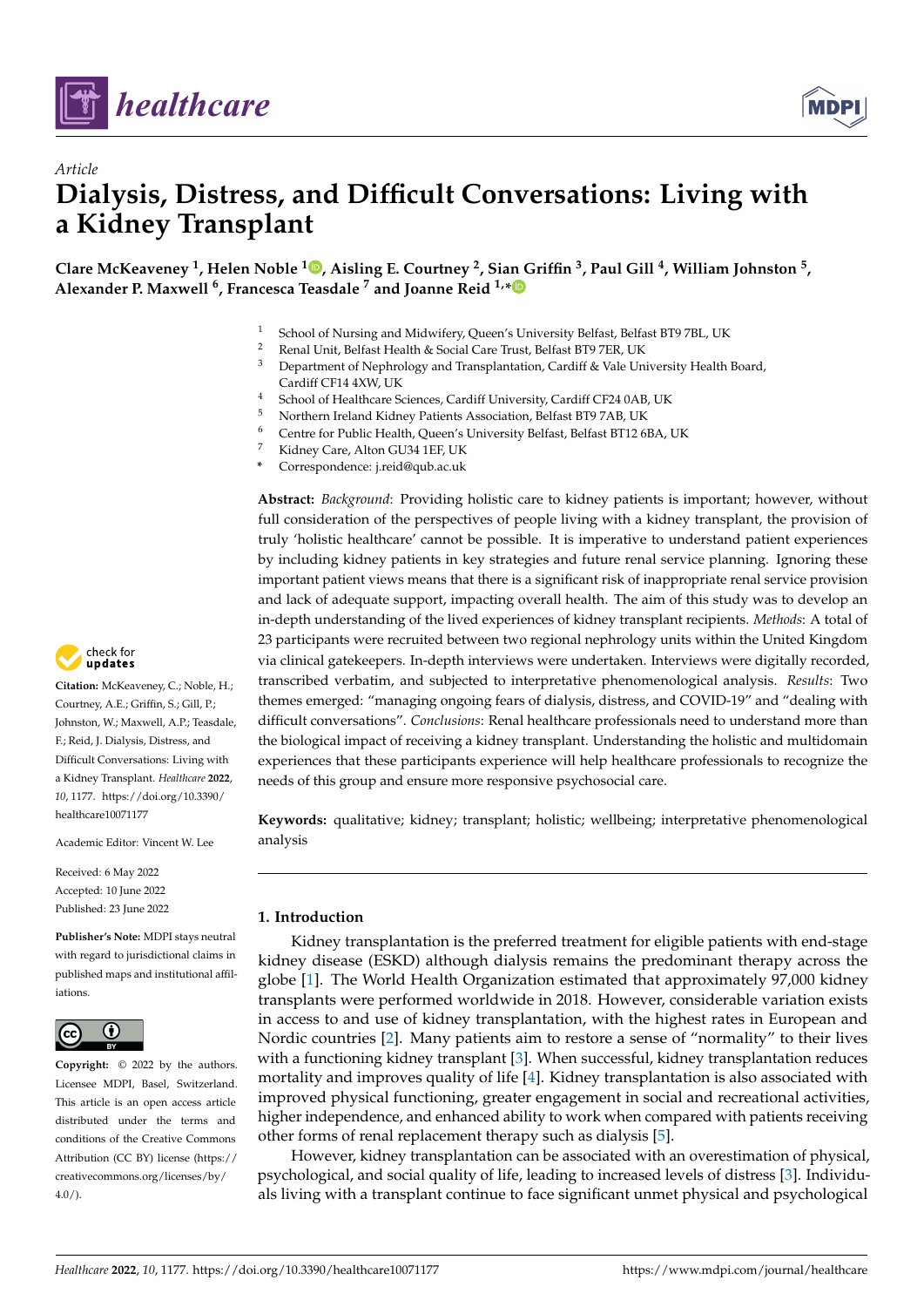*Article*

# Dialysis, Distress, and Difficult Conversations: Living with a Kidney Transplant

**Clare McKeaveney [1], Helen Noble [1], Aisling E. Courtney [2], Sian Griffin [3], Paul Gill [4], William Johnston [5], Alexander P. Maxwell [6], Francesca Teasdale [7] and Joanne Reid [1,*]**

[1] School of Nursing and Midwifery, Queen's University Belfast, Belfast BT9 7BL, UK
[2] Renal Unit, Belfast Health & Social Care Trust, Belfast BT9 7ER, UK
[3] Department of Nephrology and Transplantation, Cardiff & Vale University Health Board, Cardiff CF14 4XW, UK
[4] School of Healthcare Sciences, Cardiff University, Cardiff CF24 0AB, UK
[5] Northern Ireland Kidney Patients Association, Belfast BT9 7AB, UK
[6] Centre for Public Health, Queen's University Belfast, Belfast BT12 6BA, UK
[7] Kidney Care, Alton GU34 1EF, UK
[*] Correspondence: j.reid@qub.ac.uk

**Abstract:** *Background*: Providing holistic care to kidney patients is important; however, without full consideration of the perspectives of people living with a kidney transplant, the provision of truly 'holistic healthcare' cannot be possible. It is imperative to understand patient experiences by including kidney patients in key strategies and future renal service planning. Ignoring these important patient views means that there is a significant risk of inappropriate renal service provision and lack of adequate support, impacting overall health. The aim of this study was to develop an in-depth understanding of the lived experiences of kidney transplant recipients. *Methods*: A total of 23 participants were recruited between two regional nephrology units within the United Kingdom via clinical gatekeepers. In-depth interviews were undertaken. Interviews were digitally recorded, transcribed verbatim, and subjected to interpretative phenomenological analysis. *Results*: Two themes emerged: "managing ongoing fears of dialysis, distress, and COVID-19" and "dealing with difficult conversations". *Conclusions*: Renal healthcare professionals need to understand more than the biological impact of receiving a kidney transplant. Understanding the holistic and multidomain experiences that these participants experience will help healthcare professionals to recognize the needs of this group and ensure more responsive psychosocial care.

**Keywords:** qualitative; kidney; transplant; holistic; wellbeing; interpretative phenomenological analysis

**Citation:** McKeaveney, C.; Noble, H.; Courtney, A.E.; Griffin, S.; Gill, P.; Johnston, W.; Maxwell, A.P.; Teasdale, F.; Reid, J. Dialysis, Distress, and Difficult Conversations: Living with a Kidney Transplant. *Healthcare* **2022**, *10*, 1177. https://doi.org/10.3390/healthcare10071177

Academic Editor: Vincent W. Lee

Received: 6 May 2022
Accepted: 10 June 2022
Published: 23 June 2022

**Publisher's Note:** MDPI stays neutral with regard to jurisdictional claims in published maps and institutional affiliations.

**Copyright:** © 2022 by the authors. Licensee MDPI, Basel, Switzerland. This article is an open access article distributed under the terms and conditions of the Creative Commons Attribution (CC BY) license (https://creativecommons.org/licenses/by/4.0/).

## 1. Introduction

Kidney transplantation is the preferred treatment for eligible patients with end-stage kidney disease (ESKD) although dialysis remains the predominant therapy across the globe [1]. The World Health Organization estimated that approximately 97,000 kidney transplants were performed worldwide in 2018. However, considerable variation exists in access to and use of kidney transplantation, with the highest rates in European and Nordic countries [2]. Many patients aim to restore a sense of "normality" to their lives with a functioning kidney transplant [3]. When successful, kidney transplantation reduces mortality and improves quality of life [4]. Kidney transplantation is also associated with improved physical functioning, greater engagement in social and recreational activities, higher independence, and enhanced ability to work when compared with patients receiving other forms of renal replacement therapy such as dialysis [5].

However, kidney transplantation can be associated with an overestimation of physical, psychological, and social quality of life, leading to increased levels of distress [3]. Individuals living with a transplant continue to face significant unmet physical and psychological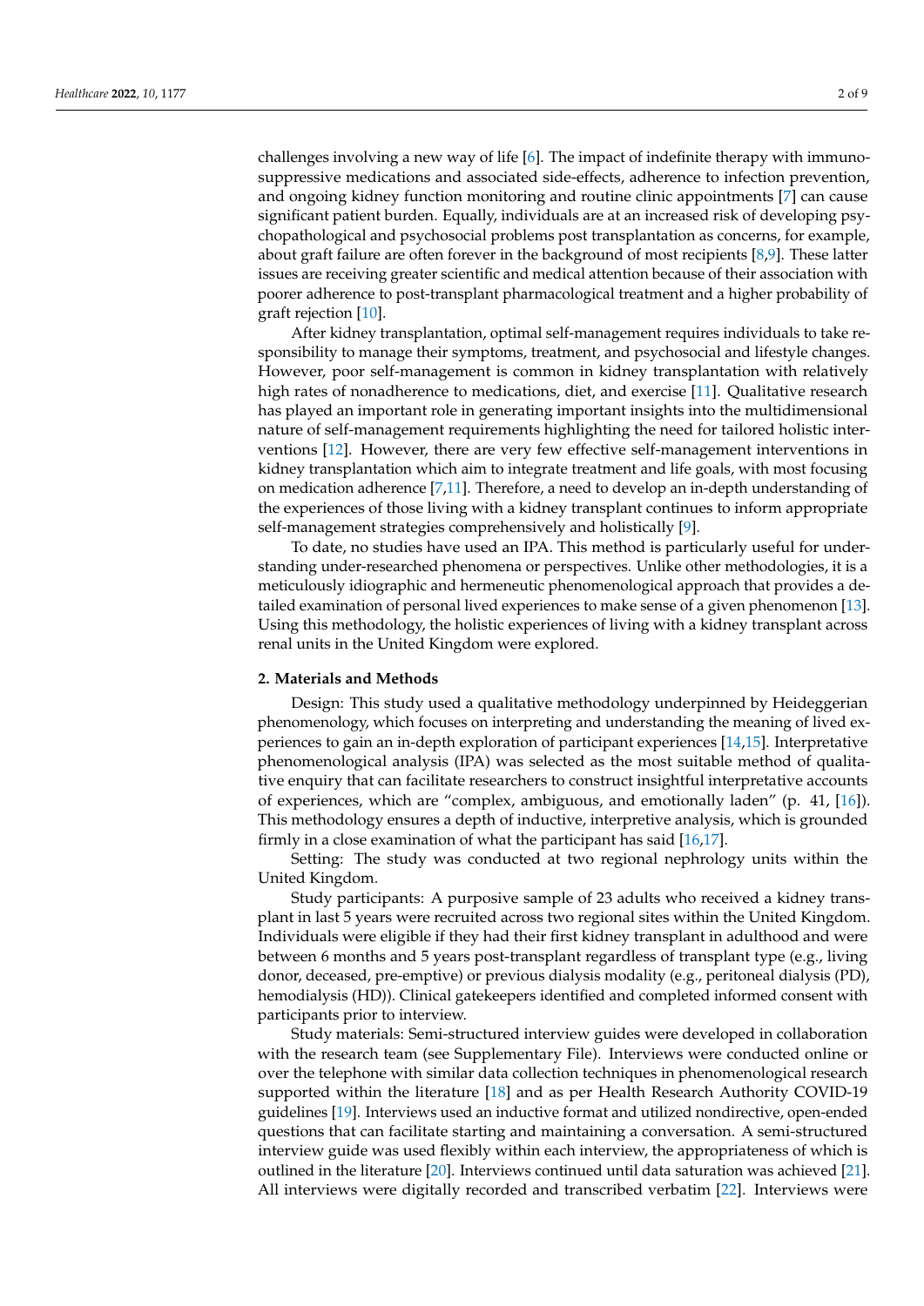challenges involving a new way of life [6]. The impact of indefinite therapy with immunosuppressive medications and associated side-effects, adherence to infection prevention, and ongoing kidney function monitoring and routine clinic appointments [7] can cause significant patient burden. Equally, individuals are at an increased risk of developing psychopathological and psychosocial problems post transplantation as concerns, for example, about graft failure are often forever in the background of most recipients [8,9]. These latter issues are receiving greater scientific and medical attention because of their association with poorer adherence to post-transplant pharmacological treatment and a higher probability of graft rejection [10].

After kidney transplantation, optimal self-management requires individuals to take responsibility to manage their symptoms, treatment, and psychosocial and lifestyle changes. However, poor self-management is common in kidney transplantation with relatively high rates of nonadherence to medications, diet, and exercise [11]. Qualitative research has played an important role in generating important insights into the multidimensional nature of self-management requirements highlighting the need for tailored holistic interventions [12]. However, there are very few effective self-management interventions in kidney transplantation which aim to integrate treatment and life goals, with most focusing on medication adherence [7,11]. Therefore, a need to develop an in-depth understanding of the experiences of those living with a kidney transplant continues to inform appropriate self-management strategies comprehensively and holistically [9].

To date, no studies have used an IPA. This method is particularly useful for understanding under-researched phenomena or perspectives. Unlike other methodologies, it is a meticulously idiographic and hermeneutic phenomenological approach that provides a detailed examination of personal lived experiences to make sense of a given phenomenon [13]. Using this methodology, the holistic experiences of living with a kidney transplant across renal units in the United Kingdom were explored.

## 2. Materials and Methods

Design: This study used a qualitative methodology underpinned by Heideggerian phenomenology, which focuses on interpreting and understanding the meaning of lived experiences to gain an in-depth exploration of participant experiences [14,15]. Interpretative phenomenological analysis (IPA) was selected as the most suitable method of qualitative enquiry that can facilitate researchers to construct insightful interpretative accounts of experiences, which are "complex, ambiguous, and emotionally laden" (p. 41, [16]). This methodology ensures a depth of inductive, interpretive analysis, which is grounded firmly in a close examination of what the participant has said [16,17].

Setting: The study was conducted at two regional nephrology units within the United Kingdom.

Study participants: A purposive sample of 23 adults who received a kidney transplant in last 5 years were recruited across two regional sites within the United Kingdom. Individuals were eligible if they had their first kidney transplant in adulthood and were between 6 months and 5 years post-transplant regardless of transplant type (e.g., living donor, deceased, pre-emptive) or previous dialysis modality (e.g., peritoneal dialysis (PD), hemodialysis (HD)). Clinical gatekeepers identified and completed informed consent with participants prior to interview.

Study materials: Semi-structured interview guides were developed in collaboration with the research team (see Supplementary File). Interviews were conducted online or over the telephone with similar data collection techniques in phenomenological research supported within the literature [18] and as per Health Research Authority COVID-19 guidelines [19]. Interviews used an inductive format and utilized nondirective, open-ended questions that can facilitate starting and maintaining a conversation. A semi-structured interview guide was used flexibly within each interview, the appropriateness of which is outlined in the literature [20]. Interviews continued until data saturation was achieved [21]. All interviews were digitally recorded and transcribed verbatim [22]. Interviews were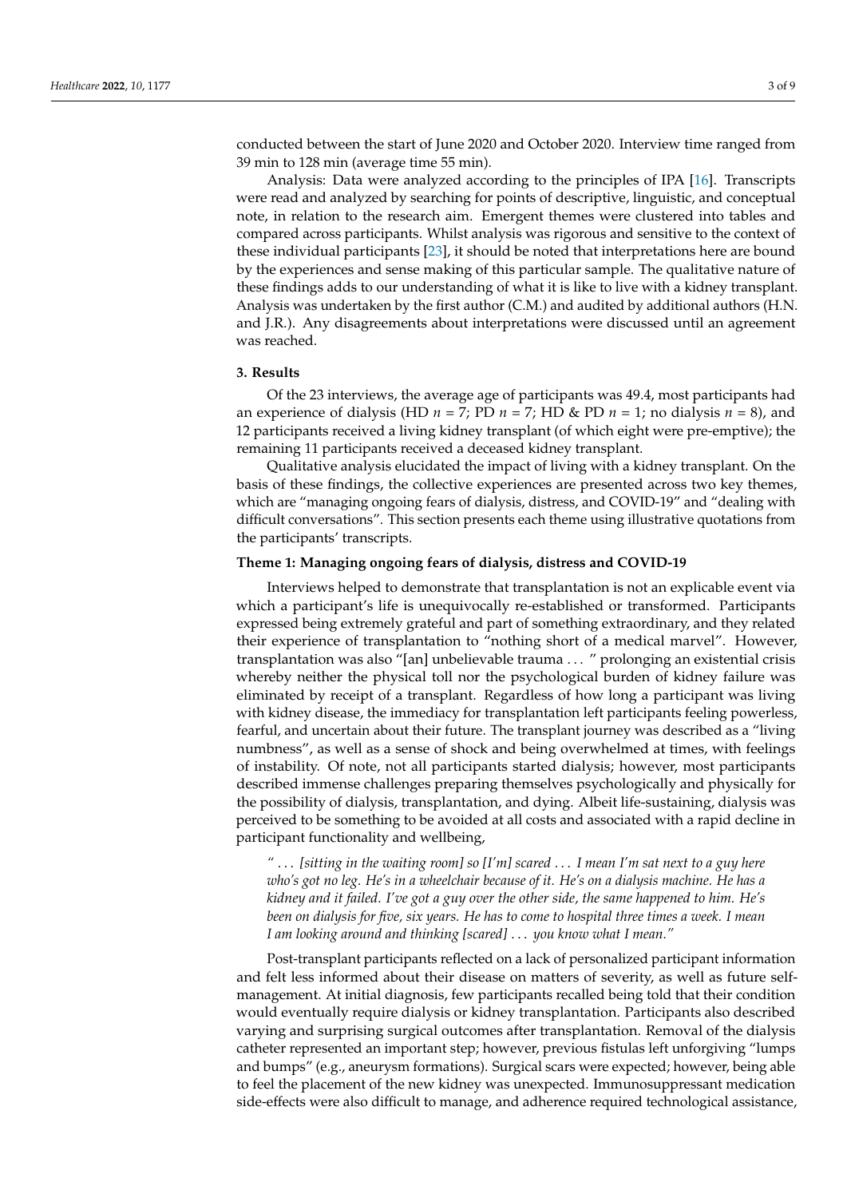conducted between the start of June 2020 and October 2020. Interview time ranged from 39 min to 128 min (average time 55 min).

Analysis: Data were analyzed according to the principles of IPA [16]. Transcripts were read and analyzed by searching for points of descriptive, linguistic, and conceptual note, in relation to the research aim. Emergent themes were clustered into tables and compared across participants. Whilst analysis was rigorous and sensitive to the context of these individual participants [23], it should be noted that interpretations here are bound by the experiences and sense making of this particular sample. The qualitative nature of these findings adds to our understanding of what it is like to live with a kidney transplant. Analysis was undertaken by the first author (C.M.) and audited by additional authors (H.N. and J.R.). Any disagreements about interpretations were discussed until an agreement was reached.

## 3. Results

Of the 23 interviews, the average age of participants was 49.4, most participants had an experience of dialysis (HD $n$ = 7; PD $n$ = 7; HD & PD $n$ = 1; no dialysis $n$ = 8), and 12 participants received a living kidney transplant (of which eight were pre-emptive); the remaining 11 participants received a deceased kidney transplant.

Qualitative analysis elucidated the impact of living with a kidney transplant. On the basis of these findings, the collective experiences are presented across two key themes, which are "managing ongoing fears of dialysis, distress, and COVID-19" and "dealing with difficult conversations". This section presents each theme using illustrative quotations from the participants' transcripts.

### Theme 1: Managing ongoing fears of dialysis, distress and COVID-19

Interviews helped to demonstrate that transplantation is not an explicable event via which a participant's life is unequivocally re-established or transformed. Participants expressed being extremely grateful and part of something extraordinary, and they related their experience of transplantation to "nothing short of a medical marvel". However, transplantation was also "[an] unbelievable trauma … " prolonging an existential crisis whereby neither the physical toll nor the psychological burden of kidney failure was eliminated by receipt of a transplant. Regardless of how long a participant was living with kidney disease, the immediacy for transplantation left participants feeling powerless, fearful, and uncertain about their future. The transplant journey was described as a "living numbness", as well as a sense of shock and being overwhelmed at times, with feelings of instability. Of note, not all participants started dialysis; however, most participants described immense challenges preparing themselves psychologically and physically for the possibility of dialysis, transplantation, and dying. Albeit life-sustaining, dialysis was perceived to be something to be avoided at all costs and associated with a rapid decline in participant functionality and wellbeing,

> *" … [sitting in the waiting room] so [I'm] scared … I mean I'm sat next to a guy here who's got no leg. He's in a wheelchair because of it. He's on a dialysis machine. He has a kidney and it failed. I've got a guy over the other side, the same happened to him. He's been on dialysis for five, six years. He has to come to hospital three times a week. I mean I am looking around and thinking [scared] … you know what I mean."*

Post-transplant participants reflected on a lack of personalized participant information and felt less informed about their disease on matters of severity, as well as future self-management. At initial diagnosis, few participants recalled being told that their condition would eventually require dialysis or kidney transplantation. Participants also described varying and surprising surgical outcomes after transplantation. Removal of the dialysis catheter represented an important step; however, previous fistulas left unforgiving "lumps and bumps" (e.g., aneurysm formations). Surgical scars were expected; however, being able to feel the placement of the new kidney was unexpected. Immunosuppressant medication side-effects were also difficult to manage, and adherence required technological assistance,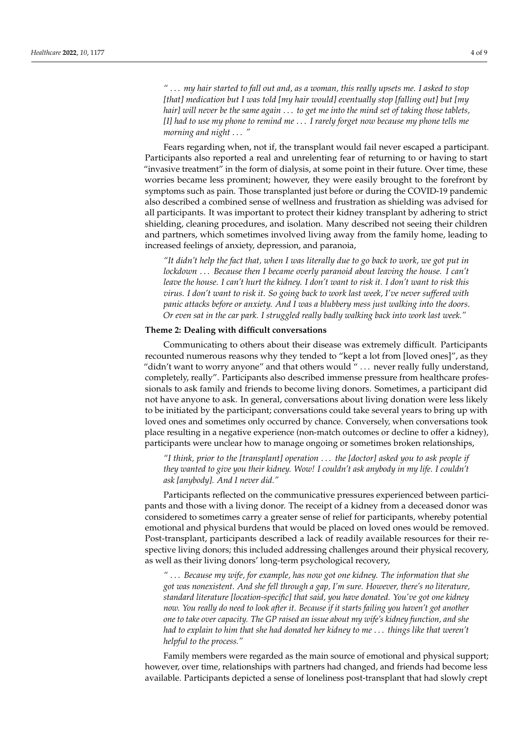*" ... my hair started to fall out and, as a woman, this really upsets me. I asked to stop [that] medication but I was told [my hair would] eventually stop [falling out] but [my hair] will never be the same again ... to get me into the mind set of taking those tablets, [I] had to use my phone to remind me ... I rarely forget now because my phone tells me morning and night ... "*

Fears regarding when, not if, the transplant would fail never escaped a participant. Participants also reported a real and unrelenting fear of returning to or having to start "invasive treatment" in the form of dialysis, at some point in their future. Over time, these worries became less prominent; however, they were easily brought to the forefront by symptoms such as pain. Those transplanted just before or during the COVID-19 pandemic also described a combined sense of wellness and frustration as shielding was advised for all participants. It was important to protect their kidney transplant by adhering to strict shielding, cleaning procedures, and isolation. Many described not seeing their children and partners, which sometimes involved living away from the family home, leading to increased feelings of anxiety, depression, and paranoia,

*"It didn't help the fact that, when I was literally due to go back to work, we got put in lockdown ... Because then I became overly paranoid about leaving the house. I can't leave the house. I can't hurt the kidney. I don't want to risk it. I don't want to risk this virus. I don't want to risk it. So going back to work last week, I've never suffered with panic attacks before or anxiety. And I was a blubbery mess just walking into the doors. Or even sat in the car park. I struggled really badly walking back into work last week."*

**Theme 2: Dealing with difficult conversations**

Communicating to others about their disease was extremely difficult. Participants recounted numerous reasons why they tended to "kept a lot from [loved ones]", as they "didn't want to worry anyone" and that others would " ... never really fully understand, completely, really". Participants also described immense pressure from healthcare professionals to ask family and friends to become living donors. Sometimes, a participant did not have anyone to ask. In general, conversations about living donation were less likely to be initiated by the participant; conversations could take several years to bring up with loved ones and sometimes only occurred by chance. Conversely, when conversations took place resulting in a negative experience (non-match outcomes or decline to offer a kidney), participants were unclear how to manage ongoing or sometimes broken relationships,

*"I think, prior to the [transplant] operation ... the [doctor] asked you to ask people if they wanted to give you their kidney. Wow! I couldn't ask anybody in my life. I couldn't ask [anybody]. And I never did."*

Participants reflected on the communicative pressures experienced between participants and those with a living donor. The receipt of a kidney from a deceased donor was considered to sometimes carry a greater sense of relief for participants, whereby potential emotional and physical burdens that would be placed on loved ones would be removed. Post-transplant, participants described a lack of readily available resources for their respective living donors; this included addressing challenges around their physical recovery, as well as their living donors' long-term psychological recovery,

*" ... Because my wife, for example, has now got one kidney. The information that she got was nonexistent. And she fell through a gap, I'm sure. However, there's no literature, standard literature [location-specific] that said, you have donated. You've got one kidney now. You really do need to look after it. Because if it starts failing you haven't got another one to take over capacity. The GP raised an issue about my wife's kidney function, and she had to explain to him that she had donated her kidney to me ... things like that weren't helpful to the process."*

Family members were regarded as the main source of emotional and physical support; however, over time, relationships with partners had changed, and friends had become less available. Participants depicted a sense of loneliness post-transplant that had slowly crept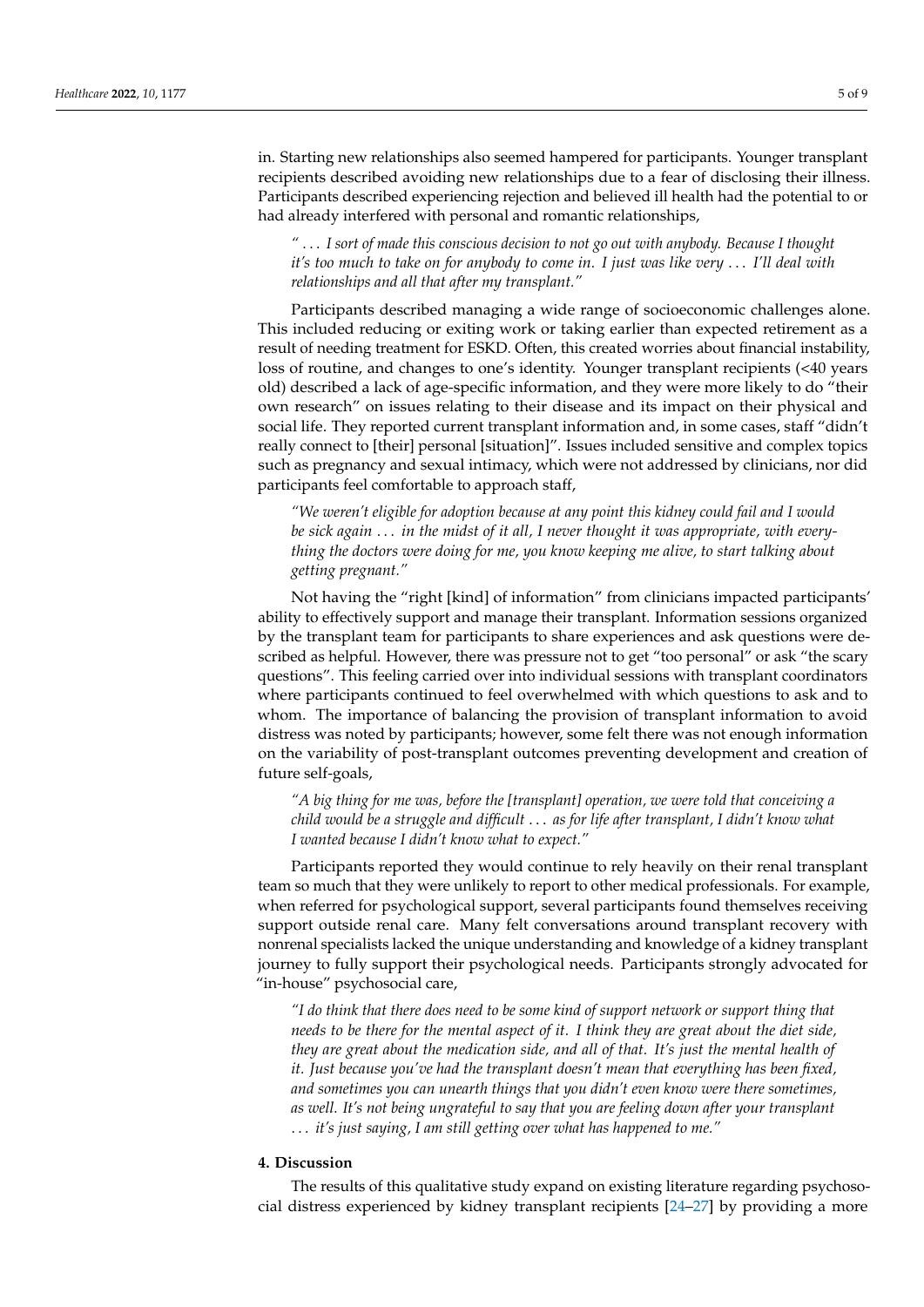in. Starting new relationships also seemed hampered for participants. Younger transplant recipients described avoiding new relationships due to a fear of disclosing their illness. Participants described experiencing rejection and believed ill health had the potential to or had already interfered with personal and romantic relationships,

> *" … I sort of made this conscious decision to not go out with anybody. Because I thought it's too much to take on for anybody to come in. I just was like very … I'll deal with relationships and all that after my transplant."*

Participants described managing a wide range of socioeconomic challenges alone. This included reducing or exiting work or taking earlier than expected retirement as a result of needing treatment for ESKD. Often, this created worries about financial instability, loss of routine, and changes to one's identity. Younger transplant recipients (<40 years old) described a lack of age-specific information, and they were more likely to do "their own research" on issues relating to their disease and its impact on their physical and social life. They reported current transplant information and, in some cases, staff "didn't really connect to [their] personal [situation]". Issues included sensitive and complex topics such as pregnancy and sexual intimacy, which were not addressed by clinicians, nor did participants feel comfortable to approach staff,

> *"We weren't eligible for adoption because at any point this kidney could fail and I would be sick again … in the midst of it all, I never thought it was appropriate, with everything the doctors were doing for me, you know keeping me alive, to start talking about getting pregnant."*

Not having the "right [kind] of information" from clinicians impacted participants' ability to effectively support and manage their transplant. Information sessions organized by the transplant team for participants to share experiences and ask questions were described as helpful. However, there was pressure not to get "too personal" or ask "the scary questions". This feeling carried over into individual sessions with transplant coordinators where participants continued to feel overwhelmed with which questions to ask and to whom. The importance of balancing the provision of transplant information to avoid distress was noted by participants; however, some felt there was not enough information on the variability of post-transplant outcomes preventing development and creation of future self-goals,

> *"A big thing for me was, before the [transplant] operation, we were told that conceiving a child would be a struggle and difficult … as for life after transplant, I didn't know what I wanted because I didn't know what to expect."*

Participants reported they would continue to rely heavily on their renal transplant team so much that they were unlikely to report to other medical professionals. For example, when referred for psychological support, several participants found themselves receiving support outside renal care. Many felt conversations around transplant recovery with nonrenal specialists lacked the unique understanding and knowledge of a kidney transplant journey to fully support their psychological needs. Participants strongly advocated for "in-house" psychosocial care,

> *"I do think that there does need to be some kind of support network or support thing that needs to be there for the mental aspect of it. I think they are great about the diet side, they are great about the medication side, and all of that. It's just the mental health of it. Just because you've had the transplant doesn't mean that everything has been fixed, and sometimes you can unearth things that you didn't even know were there sometimes, as well. It's not being ungrateful to say that you are feeling down after your transplant … it's just saying, I am still getting over what has happened to me."*

## 4. Discussion

The results of this qualitative study expand on existing literature regarding psychosocial distress experienced by kidney transplant recipients [24–27] by providing a more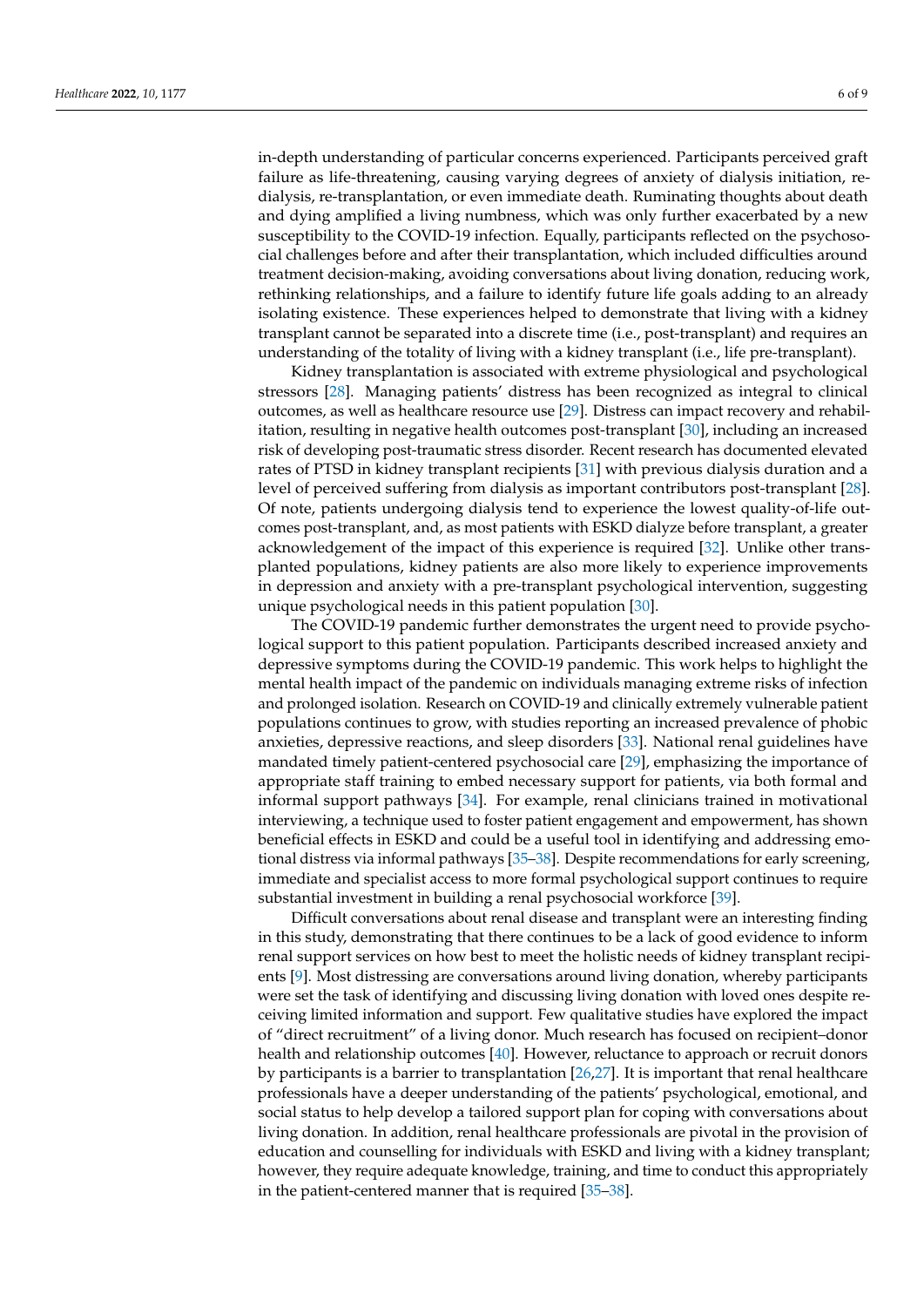in-depth understanding of particular concerns experienced. Participants perceived graft failure as life-threatening, causing varying degrees of anxiety of dialysis initiation, re-dialysis, re-transplantation, or even immediate death. Ruminating thoughts about death and dying amplified a living numbness, which was only further exacerbated by a new susceptibility to the COVID-19 infection. Equally, participants reflected on the psychosocial challenges before and after their transplantation, which included difficulties around treatment decision-making, avoiding conversations about living donation, reducing work, rethinking relationships, and a failure to identify future life goals adding to an already isolating existence. These experiences helped to demonstrate that living with a kidney transplant cannot be separated into a discrete time (i.e., post-transplant) and requires an understanding of the totality of living with a kidney transplant (i.e., life pre-transplant).

Kidney transplantation is associated with extreme physiological and psychological stressors [28]. Managing patients' distress has been recognized as integral to clinical outcomes, as well as healthcare resource use [29]. Distress can impact recovery and rehabilitation, resulting in negative health outcomes post-transplant [30], including an increased risk of developing post-traumatic stress disorder. Recent research has documented elevated rates of PTSD in kidney transplant recipients [31] with previous dialysis duration and a level of perceived suffering from dialysis as important contributors post-transplant [28]. Of note, patients undergoing dialysis tend to experience the lowest quality-of-life outcomes post-transplant, and, as most patients with ESKD dialyze before transplant, a greater acknowledgement of the impact of this experience is required [32]. Unlike other transplanted populations, kidney patients are also more likely to experience improvements in depression and anxiety with a pre-transplant psychological intervention, suggesting unique psychological needs in this patient population [30].

The COVID-19 pandemic further demonstrates the urgent need to provide psychological support to this patient population. Participants described increased anxiety and depressive symptoms during the COVID-19 pandemic. This work helps to highlight the mental health impact of the pandemic on individuals managing extreme risks of infection and prolonged isolation. Research on COVID-19 and clinically extremely vulnerable patient populations continues to grow, with studies reporting an increased prevalence of phobic anxieties, depressive reactions, and sleep disorders [33]. National renal guidelines have mandated timely patient-centered psychosocial care [29], emphasizing the importance of appropriate staff training to embed necessary support for patients, via both formal and informal support pathways [34]. For example, renal clinicians trained in motivational interviewing, a technique used to foster patient engagement and empowerment, has shown beneficial effects in ESKD and could be a useful tool in identifying and addressing emotional distress via informal pathways [35–38]. Despite recommendations for early screening, immediate and specialist access to more formal psychological support continues to require substantial investment in building a renal psychosocial workforce [39].

Difficult conversations about renal disease and transplant were an interesting finding in this study, demonstrating that there continues to be a lack of good evidence to inform renal support services on how best to meet the holistic needs of kidney transplant recipients [9]. Most distressing are conversations around living donation, whereby participants were set the task of identifying and discussing living donation with loved ones despite receiving limited information and support. Few qualitative studies have explored the impact of "direct recruitment" of a living donor. Much research has focused on recipient–donor health and relationship outcomes [40]. However, reluctance to approach or recruit donors by participants is a barrier to transplantation [26,27]. It is important that renal healthcare professionals have a deeper understanding of the patients' psychological, emotional, and social status to help develop a tailored support plan for coping with conversations about living donation. In addition, renal healthcare professionals are pivotal in the provision of education and counselling for individuals with ESKD and living with a kidney transplant; however, they require adequate knowledge, training, and time to conduct this appropriately in the patient-centered manner that is required [35–38].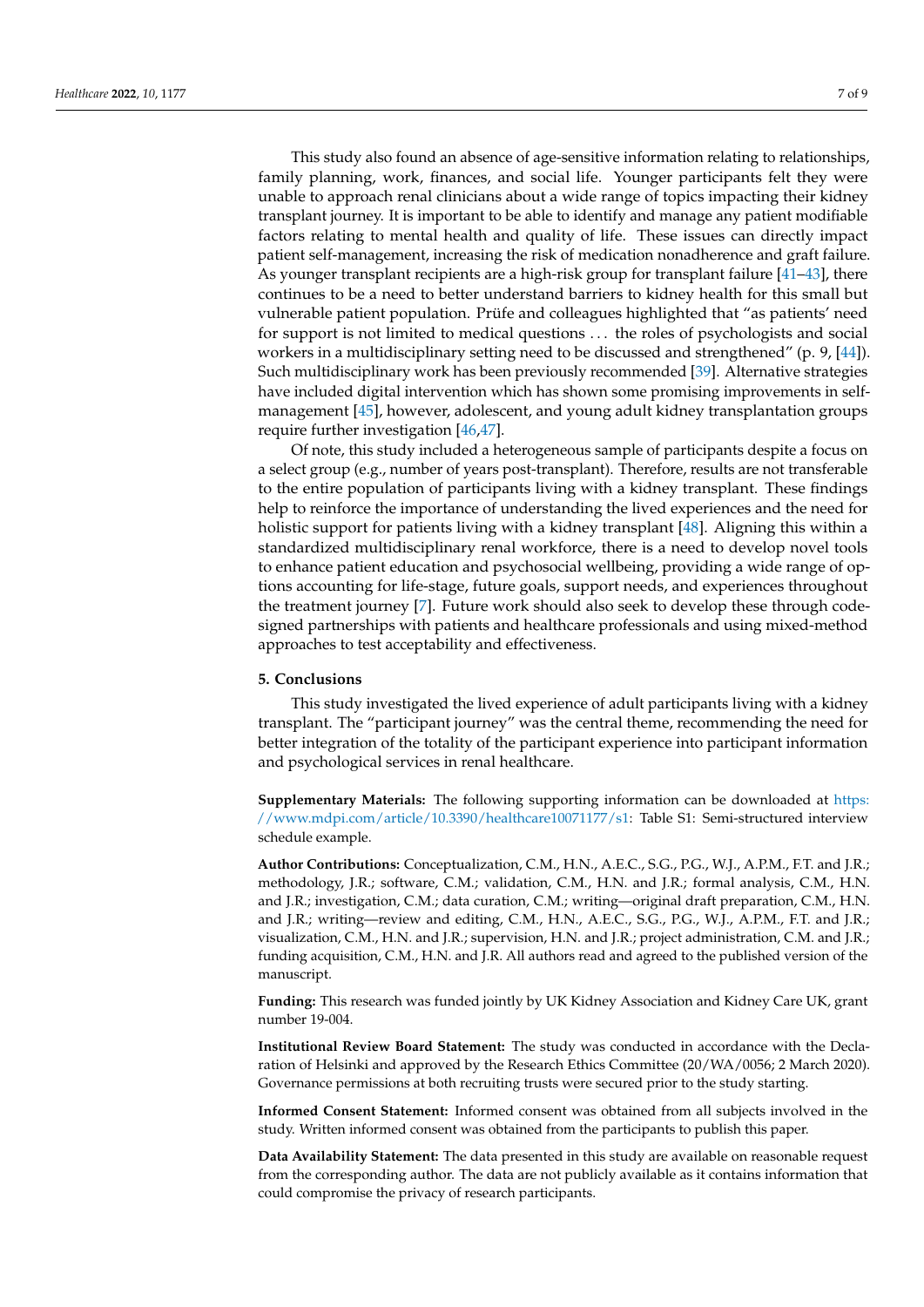This study also found an absence of age-sensitive information relating to relationships, family planning, work, finances, and social life. Younger participants felt they were unable to approach renal clinicians about a wide range of topics impacting their kidney transplant journey. It is important to be able to identify and manage any patient modifiable factors relating to mental health and quality of life. These issues can directly impact patient self-management, increasing the risk of medication nonadherence and graft failure. As younger transplant recipients are a high-risk group for transplant failure [41–43], there continues to be a need to better understand barriers to kidney health for this small but vulnerable patient population. Prüfe and colleagues highlighted that "as patients' need for support is not limited to medical questions . . . the roles of psychologists and social workers in a multidisciplinary setting need to be discussed and strengthened" (p. 9, [44]). Such multidisciplinary work has been previously recommended [39]. Alternative strategies have included digital intervention which has shown some promising improvements in self-management [45], however, adolescent, and young adult kidney transplantation groups require further investigation [46,47].

Of note, this study included a heterogeneous sample of participants despite a focus on a select group (e.g., number of years post-transplant). Therefore, results are not transferable to the entire population of participants living with a kidney transplant. These findings help to reinforce the importance of understanding the lived experiences and the need for holistic support for patients living with a kidney transplant [48]. Aligning this within a standardized multidisciplinary renal workforce, there is a need to develop novel tools to enhance patient education and psychosocial wellbeing, providing a wide range of options accounting for life-stage, future goals, support needs, and experiences throughout the treatment journey [7]. Future work should also seek to develop these through codesigned partnerships with patients and healthcare professionals and using mixed-method approaches to test acceptability and effectiveness.

## 5. Conclusions

This study investigated the lived experience of adult participants living with a kidney transplant. The "participant journey" was the central theme, recommending the need for better integration of the totality of the participant experience into participant information and psychological services in renal healthcare.

**Supplementary Materials:** The following supporting information can be downloaded at https://www.mdpi.com/article/10.3390/healthcare10071177/s1: Table S1: Semi-structured interview schedule example.

**Author Contributions:** Conceptualization, C.M., H.N., A.E.C., S.G., P.G., W.J., A.P.M., F.T. and J.R.; methodology, J.R.; software, C.M.; validation, C.M., H.N. and J.R.; formal analysis, C.M., H.N. and J.R.; investigation, C.M.; data curation, C.M.; writing—original draft preparation, C.M., H.N. and J.R.; writing—review and editing, C.M., H.N., A.E.C., S.G., P.G., W.J., A.P.M., F.T. and J.R.; visualization, C.M., H.N. and J.R.; supervision, H.N. and J.R.; project administration, C.M. and J.R.; funding acquisition, C.M., H.N. and J.R. All authors read and agreed to the published version of the manuscript.

**Funding:** This research was funded jointly by UK Kidney Association and Kidney Care UK, grant number 19-004.

**Institutional Review Board Statement:** The study was conducted in accordance with the Declaration of Helsinki and approved by the Research Ethics Committee (20/WA/0056; 2 March 2020). Governance permissions at both recruiting trusts were secured prior to the study starting.

**Informed Consent Statement:** Informed consent was obtained from all subjects involved in the study. Written informed consent was obtained from the participants to publish this paper.

**Data Availability Statement:** The data presented in this study are available on reasonable request from the corresponding author. The data are not publicly available as it contains information that could compromise the privacy of research participants.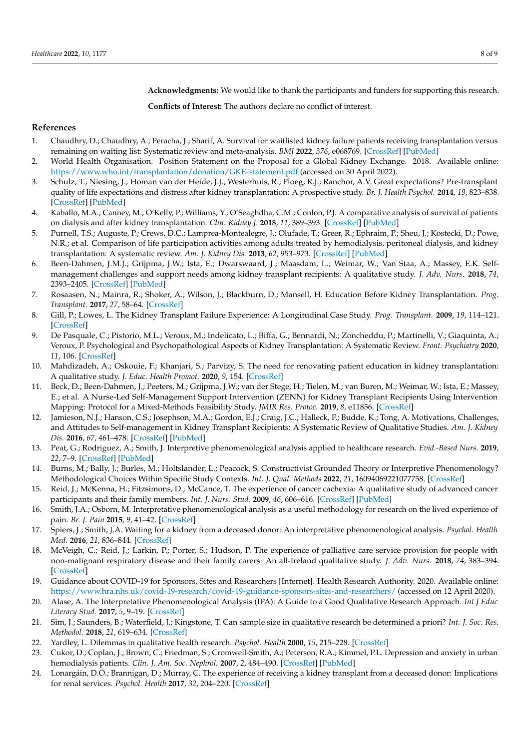**Acknowledgments:** We would like to thank the participants and funders for supporting this research.

**Conflicts of Interest:** The authors declare no conflict of interest.

## References

1. Chaudhry, D.; Chaudhry, A.; Peracha, J.; Sharif, A. Survival for waitlisted kidney failure patients receiving transplantation versus remaining on waiting list: Systematic review and meta-analysis. *BMJ* **2022**, *376*, e068769. [CrossRef] [PubMed]
2. World Health Organisation. Position Statement on the Proposal for a Global Kidney Exchange. 2018. Available online: https://www.who.int/transplantation/donation/GKE-statement.pdf (accessed on 30 April 2022).
3. Schulz, T.; Niesing, J.; Homan van der Heide, J.J.; Westerhuis, R.; Ploeg, R.J.; Ranchor, A.V. Great expectations? Pre-transplant quality of life expectations and distress after kidney transplantation: A prospective study. *Br. J. Health Psychol.* **2014**, *19*, 823–838. [CrossRef] [PubMed]
4. Kaballo, M.A.; Canney, M.; O'Kelly, P.; Williams, Y.; O'Seaghdha, C.M.; Conlon, P.J. A comparative analysis of survival of patients on dialysis and after kidney transplantation. *Clin. Kidney J.* **2018**, *11*, 389–393. [CrossRef] [PubMed]
5. Purnell, T.S.; Auguste, P.; Crews, D.C.; Lamprea-Montealegre, J.; Olufade, T.; Greer, R.; Ephraim, P.; Sheu, J.; Kostecki, D.; Powe, N.R.; et al. Comparison of life participation activities among adults treated by hemodialysis, peritoneal dialysis, and kidney transplantation: A systematic review. *Am. J. Kidney Dis.* **2013**, *62*, 953–973. [CrossRef] [PubMed]
6. Been-Dahmen, J.M.J.; Grijpma, J.W.; Ista, E.; Dwarswaard, J.; Maasdam, L.; Weimar, W.; Van Staa, A.; Massey, E.K. Self-management challenges and support needs among kidney transplant recipients: A qualitative study. *J. Adv. Nurs.* **2018**, *74*, 2393–2405. [CrossRef] [PubMed]
7. Rosaasen, N.; Mainra, R.; Shoker, A.; Wilson, J.; Blackburn, D.; Mansell, H. Education Before Kidney Transplantation. *Prog. Transplant.* **2017**, *27*, 58–64. [CrossRef]
8. Gill, P.; Lowes, L. The Kidney Transplant Failure Experience: A Longitudinal Case Study. *Prog. Transplant.* **2009**, *19*, 114–121. [CrossRef]
9. De Pasquale, C.; Pistorio, M.L.; Veroux, M.; Indelicato, L.; Biffa, G.; Bennardi, N.; Zoncheddu, P.; Martinelli, V.; Giaquinta, A.; Veroux, P. Psychological and Psychopathological Aspects of Kidney Transplantation: A Systematic Review. *Front. Psychiatry* **2020**, *11*, 106. [CrossRef]
10. Mahdizadeh, A.; Oskouie, F.; Khanjari, S.; Parvizy, S. The need for renovating patient education in kidney transplantation: A qualitative study. *J. Educ. Health Promot.* **2020**, *9*, 154. [CrossRef]
11. Beck, D.; Been-Dahmen, J.; Peeters, M.; Grijpma, J.W.; van der Stege, H.; Tielen, M.; van Buren, M.; Weimar, W.; Ista, E.; Massey, E.; et al. A Nurse-Led Self-Management Support Intervention (ZENN) for Kidney Transplant Recipients Using Intervention Mapping: Protocol for a Mixed-Methods Feasibility Study. *JMIR Res. Protoc.* **2019**, *8*, e11856. [CrossRef]
12. Jamieson, N.J.; Hanson, C.S.; Josephson, M.A.; Gordon, E.J.; Craig, J.C.; Halleck, F.; Budde, K.; Tong, A. Motivations, Challenges, and Attitudes to Self-management in Kidney Transplant Recipients: A Systematic Review of Qualitative Studies. *Am. J. Kidney Dis.* **2016**, *67*, 461–478. [CrossRef] [PubMed]
13. Peat, G.; Rodriguez, A.; Smith, J. Interpretive phenomenological analysis applied to healthcare research. *Evid.-Based Nurs.* **2019**, *22*, 7–9. [CrossRef] [PubMed]
14. Burns, M.; Bally, J.; Burles, M.; Holtslander, L.; Peacock, S. Constructivist Grounded Theory or Interpretive Phenomenology? Methodological Choices Within Specific Study Contexts. *Int. J. Qual. Methods* **2022**, *21*, 16094069221077758. [CrossRef]
15. Reid, J.; McKenna, H.; Fitzsimons, D.; McCance, T. The experience of cancer cachexia: A qualitative study of advanced cancer participants and their family members. *Int. J. Nurs. Stud.* **2009**, *46*, 606–616. [CrossRef] [PubMed]
16. Smith, J.A.; Osborn, M. Interpretative phenomenological analysis as a useful methodology for research on the lived experience of pain. *Br. J. Pain* **2015**, *9*, 41–42. [CrossRef]
17. Spiers, J.; Smith, J.A. Waiting for a kidney from a deceased donor: An interpretative phenomenological analysis. *Psychol. Health Med.* **2016**, *21*, 836–844. [CrossRef]
18. McVeigh, C.; Reid, J.; Larkin, P.; Porter, S.; Hudson, P. The experience of palliative care service provision for people with non-malignant respiratory disease and their family carers: An all-Ireland qualitative study. *J. Adv. Nurs.* **2018**, *74*, 383–394. [CrossRef]
19. Guidance about COVID-19 for Sponsors, Sites and Researchers [Internet]. Health Research Authority. 2020. Available online: https://www.hra.nhs.uk/covid-19-research/covid-19-guidance-sponsors-sites-and-researchers/ (accessed on 12 April 2020).
20. Alase, A. The Interpretative Phenomenological Analysis (IPA): A Guide to a Good Qualitative Research Approach. *Int J Educ Literacy Stud.* **2017**, *5*, 9–19. [CrossRef]
21. Sim, J.; Saunders, B.; Waterfield, J.; Kingstone, T. Can sample size in qualitative research be determined a priori? *Int. J. Soc. Res. Methodol.* **2018**, *21*, 619–634. [CrossRef]
22. Yardley, L. Dilemmas in qualitative health research. *Psychol. Health* **2000**, *15*, 215–228. [CrossRef]
23. Cukor, D.; Coplan, J.; Brown, C.; Friedman, S.; Cromwell-Smith, A.; Peterson, R.A.; Kimmel, P.L. Depression and anxiety in urban hemodialysis patients. *Clin. J. Am. Soc. Nephrol.* **2007**, *2*, 484–490. [CrossRef] [PubMed]
24. Lonargáin, D.Ó.; Brannigan, D.; Murray, C. The experience of receiving a kidney transplant from a deceased donor: Implications for renal services. *Psychol. Health* **2017**, *32*, 204–220. [CrossRef]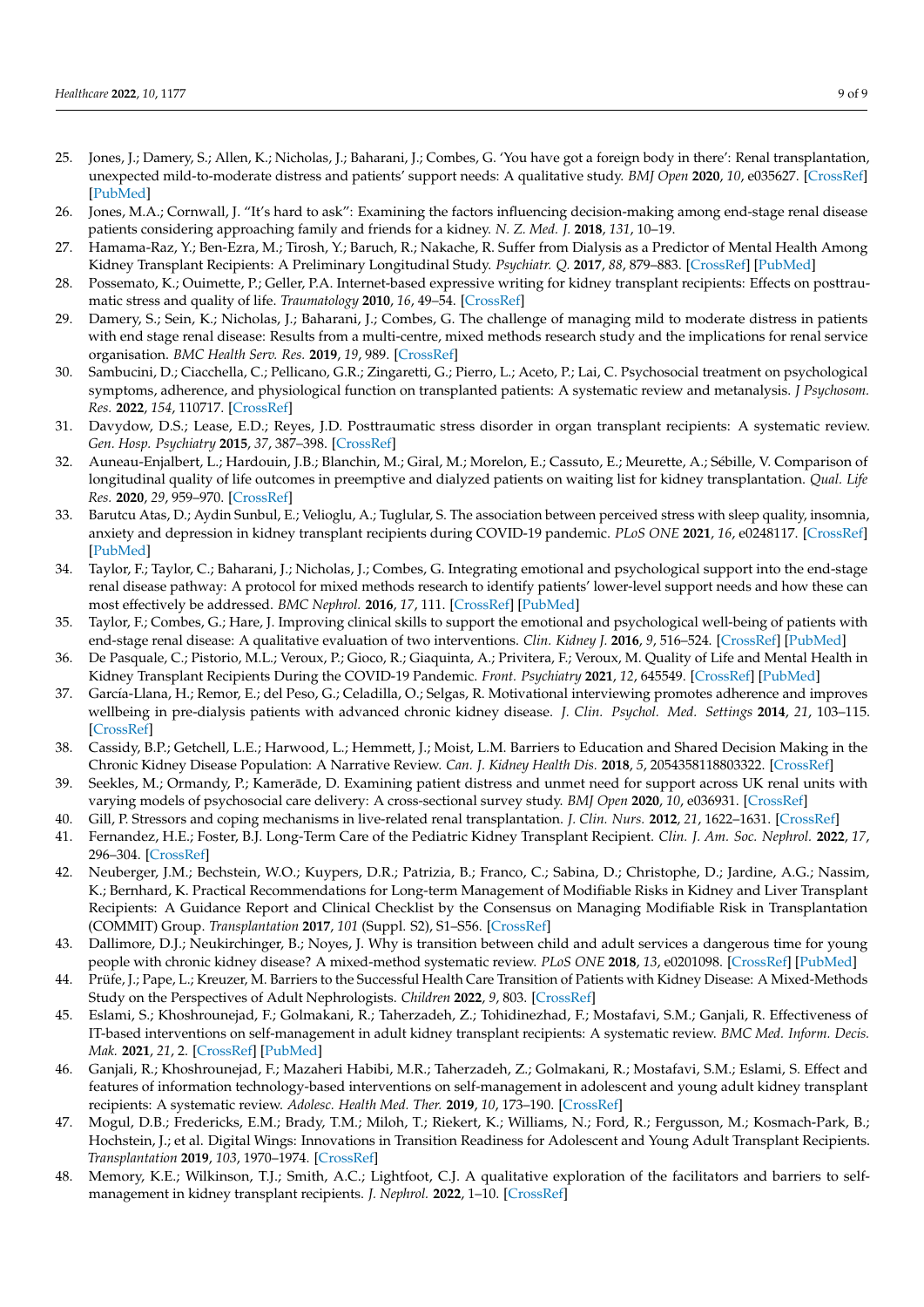25. Jones, J.; Damery, S.; Allen, K.; Nicholas, J.; Baharani, J.; Combes, G. 'You have got a foreign body in there': Renal transplantation, unexpected mild-to-moderate distress and patients' support needs: A qualitative study. *BMJ Open* **2020**, *10*, e035627. [CrossRef] [PubMed]
26. Jones, M.A.; Cornwall, J. "It's hard to ask": Examining the factors influencing decision-making among end-stage renal disease patients considering approaching family and friends for a kidney. *N. Z. Med. J.* **2018**, *131*, 10–19.
27. Hamama-Raz, Y.; Ben-Ezra, M.; Tirosh, Y.; Baruch, R.; Nakache, R. Suffer from Dialysis as a Predictor of Mental Health Among Kidney Transplant Recipients: A Preliminary Longitudinal Study. *Psychiatr. Q.* **2017**, *88*, 879–883. [CrossRef] [PubMed]
28. Possemato, K.; Ouimette, P.; Geller, P.A. Internet-based expressive writing for kidney transplant recipients: Effects on posttraumatic stress and quality of life. *Traumatology* **2010**, *16*, 49–54. [CrossRef]
29. Damery, S.; Sein, K.; Nicholas, J.; Baharani, J.; Combes, G. The challenge of managing mild to moderate distress in patients with end stage renal disease: Results from a multi-centre, mixed methods research study and the implications for renal service organisation. *BMC Health Serv. Res.* **2019**, *19*, 989. [CrossRef]
30. Sambucini, D.; Ciacchella, C.; Pellicano, G.R.; Zingaretti, G.; Pierro, L.; Aceto, P.; Lai, C. Psychosocial treatment on psychological symptoms, adherence, and physiological function on transplanted patients: A systematic review and metanalysis. *J Psychosom. Res.* **2022**, *154*, 110717. [CrossRef]
31. Davydow, D.S.; Lease, E.D.; Reyes, J.D. Posttraumatic stress disorder in organ transplant recipients: A systematic review. *Gen. Hosp. Psychiatry* **2015**, *37*, 387–398. [CrossRef]
32. Auneau-Enjalbert, L.; Hardouin, J.B.; Blanchin, M.; Giral, M.; Morelon, E.; Cassuto, E.; Meurette, A.; Sébille, V. Comparison of longitudinal quality of life outcomes in preemptive and dialyzed patients on waiting list for kidney transplantation. *Qual. Life Res.* **2020**, *29*, 959–970. [CrossRef]
33. Barutcu Atas, D.; Aydin Sunbul, E.; Velioglu, A.; Tuglular, S. The association between perceived stress with sleep quality, insomnia, anxiety and depression in kidney transplant recipients during COVID-19 pandemic. *PLoS ONE* **2021**, *16*, e0248117. [CrossRef] [PubMed]
34. Taylor, F.; Taylor, C.; Baharani, J.; Nicholas, J.; Combes, G. Integrating emotional and psychological support into the end-stage renal disease pathway: A protocol for mixed methods research to identify patients' lower-level support needs and how these can most effectively be addressed. *BMC Nephrol.* **2016**, *17*, 111. [CrossRef] [PubMed]
35. Taylor, F.; Combes, G.; Hare, J. Improving clinical skills to support the emotional and psychological well-being of patients with end-stage renal disease: A qualitative evaluation of two interventions. *Clin. Kidney J.* **2016**, *9*, 516–524. [CrossRef] [PubMed]
36. De Pasquale, C.; Pistorio, M.L.; Veroux, P.; Gioco, R.; Giaquinta, A.; Privitera, F.; Veroux, M. Quality of Life and Mental Health in Kidney Transplant Recipients During the COVID-19 Pandemic. *Front. Psychiatry* **2021**, *12*, 645549. [CrossRef] [PubMed]
37. García-Llana, H.; Remor, E.; del Peso, G.; Celadilla, O.; Selgas, R. Motivational interviewing promotes adherence and improves wellbeing in pre-dialysis patients with advanced chronic kidney disease. *J. Clin. Psychol. Med. Settings* **2014**, *21*, 103–115. [CrossRef]
38. Cassidy, B.P.; Getchell, L.E.; Harwood, L.; Hemmett, J.; Moist, L.M. Barriers to Education and Shared Decision Making in the Chronic Kidney Disease Population: A Narrative Review. *Can. J. Kidney Health Dis.* **2018**, *5*, 2054358118803322. [CrossRef]
39. Seekles, M.; Ormandy, P.; Kamerāde, D. Examining patient distress and unmet need for support across UK renal units with varying models of psychosocial care delivery: A cross-sectional survey study. *BMJ Open* **2020**, *10*, e036931. [CrossRef]
40. Gill, P. Stressors and coping mechanisms in live-related renal transplantation. *J. Clin. Nurs.* **2012**, *21*, 1622–1631. [CrossRef]
41. Fernandez, H.E.; Foster, B.J. Long-Term Care of the Pediatric Kidney Transplant Recipient. *Clin. J. Am. Soc. Nephrol.* **2022**, *17*, 296–304. [CrossRef]
42. Neuberger, J.M.; Bechstein, W.O.; Kuypers, D.R.; Patrizia, B.; Franco, C.; Sabina, D.; Christophe, D.; Jardine, A.G.; Nassim, K.; Bernhard, K. Practical Recommendations for Long-term Management of Modifiable Risks in Kidney and Liver Transplant Recipients: A Guidance Report and Clinical Checklist by the Consensus on Managing Modifiable Risk in Transplantation (COMMIT) Group. *Transplantation* **2017**, *101* (Suppl. S2), S1–S56. [CrossRef]
43. Dallimore, D.J.; Neukirchinger, B.; Noyes, J. Why is transition between child and adult services a dangerous time for young people with chronic kidney disease? A mixed-method systematic review. *PLoS ONE* **2018**, *13*, e0201098. [CrossRef] [PubMed]
44. Prüfe, J.; Pape, L.; Kreuzer, M. Barriers to the Successful Health Care Transition of Patients with Kidney Disease: A Mixed-Methods Study on the Perspectives of Adult Nephrologists. *Children* **2022**, *9*, 803. [CrossRef]
45. Eslami, S.; Khoshrounejad, F.; Golmakani, R.; Taherzadeh, Z.; Tohidinezhad, F.; Mostafavi, S.M.; Ganjali, R. Effectiveness of IT-based interventions on self-management in adult kidney transplant recipients: A systematic review. *BMC Med. Inform. Decis. Mak.* **2021**, *21*, 2. [CrossRef] [PubMed]
46. Ganjali, R.; Khoshrounejad, F.; Mazaheri Habibi, M.R.; Taherzadeh, Z.; Golmakani, R.; Mostafavi, S.M.; Eslami, S. Effect and features of information technology-based interventions on self-management in adolescent and young adult kidney transplant recipients: A systematic review. *Adolesc. Health Med. Ther.* **2019**, *10*, 173–190. [CrossRef]
47. Mogul, D.B.; Fredericks, E.M.; Brady, T.M.; Miloh, T.; Riekert, K.; Williams, N.; Ford, R.; Fergusson, M.; Kosmach-Park, B.; Hochstein, J.; et al. Digital Wings: Innovations in Transition Readiness for Adolescent and Young Adult Transplant Recipients. *Transplantation* **2019**, *103*, 1970–1974. [CrossRef]
48. Memory, K.E.; Wilkinson, T.J.; Smith, A.C.; Lightfoot, C.J. A qualitative exploration of the facilitators and barriers to self-management in kidney transplant recipients. *J. Nephrol.* **2022**, 1–10. [CrossRef]